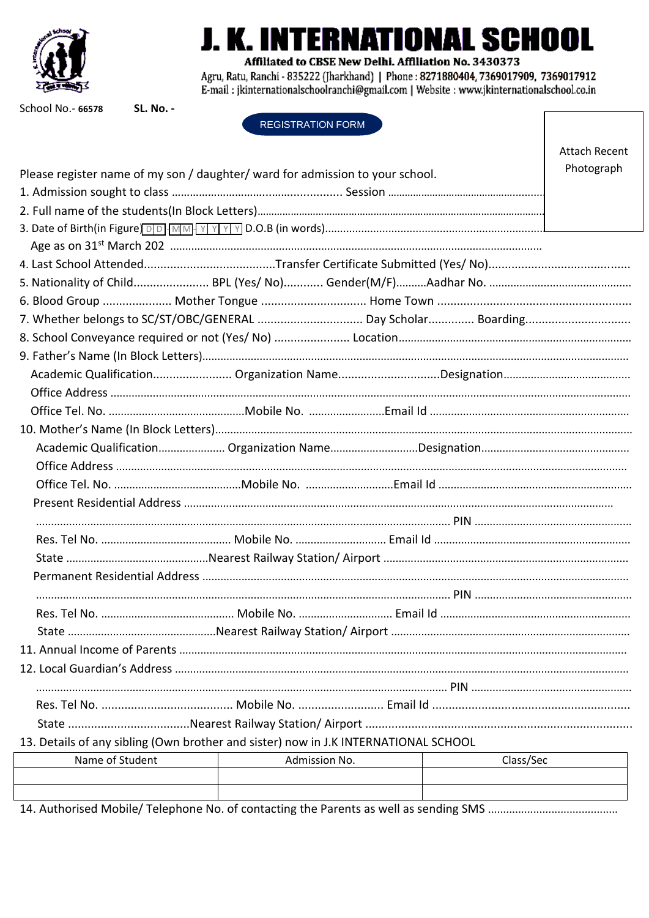# J. K. INTERNATIONAL SCHOOL

**Affiliated to CBSE New Delhi. Affiliation No. 3430373**

Agru, Ratu, Ranchi - 835222 (Jharkhand) | Phone : 8271880404, 7369017909, 7369017912

E-mail : jkinternationalschoolranchi@gmail.com | Website : www.jkinternationalschool.co.in

School No.- **66578** **SL. No. -**

REGISTRATION FORM

Attach Recent Photograph

Please register name of my son / daughter/ ward for admission to your school.

1. Admission sought to class ........................................................ Session ........................................................

2. Full name of the students(In Block Letters)........................................................................................................

3. Date of Birth(in Figure) D D - M M - Y Y Y Y D.O.B (in words)........................................................................

Age as on 31st March 202 ..........................................................................................................................

4. Last School Attended........................................Transfer Certificate Submitted (Yes/ No)...........................................

5. Nationality of Child....................... BPL (Yes/ No)............ Gender(M/F)..........Aadhar No. ..............................................

6. Blood Group ..................... Mother Tongue ................................ Home Town ..........................................................

7. Whether belongs to SC/ST/OBC/GENERAL ................................ Day Scholar............. Boarding................................

8. School Conveyance required or not (Yes/ No) ....................... Location............................................................................

9. Father's Name (In Block Letters).......................................................................................................................

Academic Qualification........................ Organization Name..............................Designation..........................................

Office Address .......................................................................................................................................

Office Tel. No. .............................................Mobile No. .........................Email Id .................................................

10. Mother's Name (In Block Letters).......................................................................................................................

Academic Qualification...................... Organization Name.............................Designation.................................................

Office Address .......................................................................................................................................

Office Tel. No. ..........................................Mobile No. .............................Email Id ................................................................

Present Residential Address ....................................................................................................................

....................................................................................................................... PIN ....................................................

Res. Tel No. ........................................... Mobile No. .............................. Email Id ................................................................

State ..............................................Nearest Railway Station/ Airport ................................................................................

Permanent Residential Address ...........................................................................................................................

....................................................................................................................... PIN ....................................................

Res. Tel No. ............................................ Mobile No. ............................... Email Id ..............................................................

State .................................................Nearest Railway Station/ Airport ..............................................................................

11. Annual Income of Parents ......................................................................................................................

12. Local Guardian's Address ......................................................................................................................

....................................................................................................................... PIN ....................................................

Res. Tel No. ........................................ Mobile No. .......................... Email Id ............................................................

State .....................................Nearest Railway Station/ Airport .................................................................................

13. Details of any sibling (Own brother and sister) now in J.K INTERNATIONAL SCHOOL

| Name of Student | Admission No. | Class/Sec |
|---|---|---|
| | | |
| | | |

14. Authorised Mobile/ Telephone No. of contacting the Parents as well as sending SMS ...........................................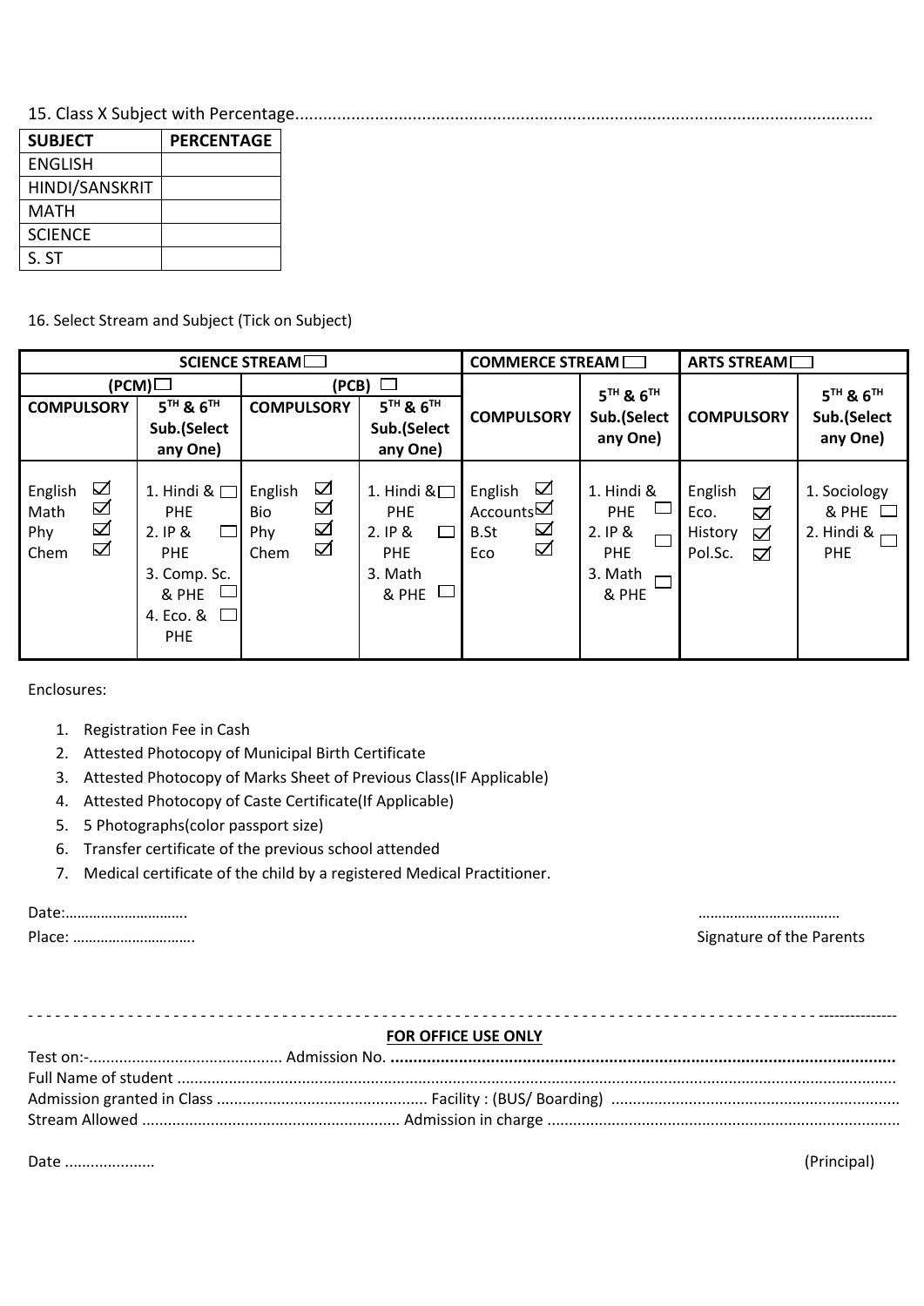15. Class X Subject with Percentage.........................................................................................................................

| SUBJECT | PERCENTAGE |
|---|---|
| ENGLISH | |
| HINDI/SANSKRIT | |
| MATH | |
| SCIENCE | |
| S. ST | |

16. Select Stream and Subject (Tick on Subject)

| SCIENCE STREAM ☐ | | | | COMMERCE STREAM ☐ | | ARTS STREAM ☐ | |
|---|---|---|---|---|---|---|---|
| (PCM) ☐ | | (PCB) ☐ | | | | | |
| COMPULSORY | 5TH & 6TH Sub.(Select any One) | COMPULSORY | 5TH & 6TH Sub.(Select any One) | COMPULSORY | 5TH & 6TH Sub.(Select any One) | COMPULSORY | 5TH & 6TH Sub.(Select any One) |
| English ☑ Math ☑ Phy ☑ Chem ☑ | 1. Hindi & PHE ☐ 2. IP & PHE ☐ 3. Comp. Sc. & PHE ☐ 4. Eco. & PHE ☐ | English ☑ Bio ☑ Phy ☑ Chem ☑ | 1. Hindi & PHE ☐ 2. IP & PHE ☐ 3. Math & PHE ☐ | English ☑ Accounts ☑ B.St ☑ Eco ☑ | 1. Hindi & PHE ☐ 2. IP & PHE ☐ 3. Math & PHE ☐ | English ☑ Eco. ☑ History ☑ Pol.Sc. ☑ | 1. Sociology & PHE ☐ 2. Hindi & PHE ☐ |

Enclosures:

1. Registration Fee in Cash
2. Attested Photocopy of Municipal Birth Certificate
3. Attested Photocopy of Marks Sheet of Previous Class(IF Applicable)
4. Attested Photocopy of Caste Certificate(If Applicable)
5. 5 Photographs(color passport size)
6. Transfer certificate of the previous school attended
7. Medical certificate of the child by a registered Medical Practitioner.

Date:…………………………

Place: …………………………

……………………………

Signature of the Parents

---

**FOR OFFICE USE ONLY**

Test on:-............................................ Admission No. **..............................................................................................................**

Full Name of student .........................................................................................................................................................

Admission granted in Class ................................................ Facility : (BUS/ Boarding) .................................................................

Stream Allowed ........................................................... Admission in charge ................................................................................

Date .....................

(Principal)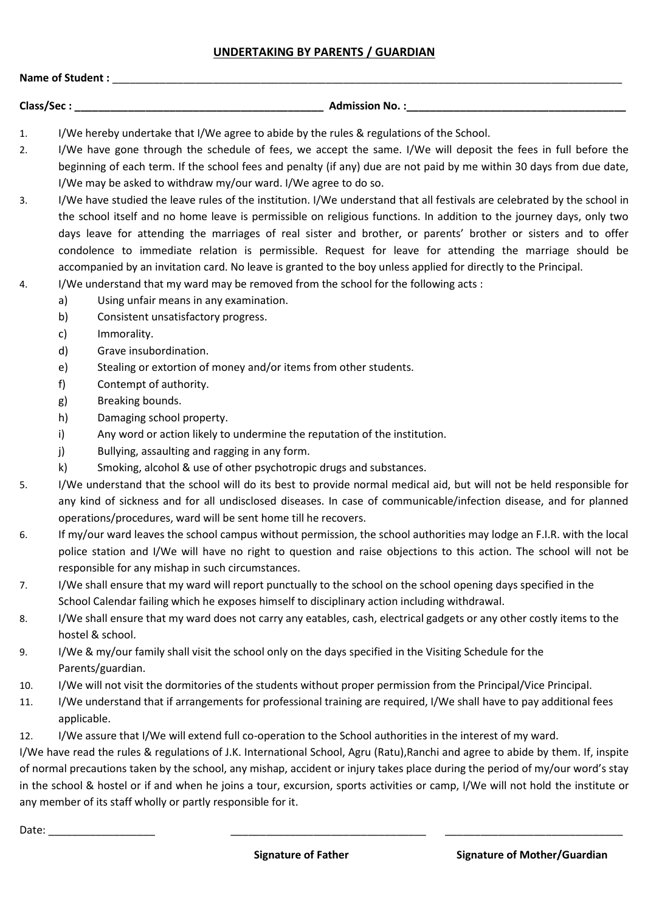## UNDERTAKING BY PARENTS / GUARDIAN

**Name of Student :** ___________________________________________________________________________

**Class/Sec :** ___________________________________ **Admission No. :**_______________________________

1. I/We hereby undertake that I/We agree to abide by the rules & regulations of the School.
2. I/We have gone through the schedule of fees, we accept the same. I/We will deposit the fees in full before the beginning of each term. If the school fees and penalty (if any) due are not paid by me within 30 days from due date, I/We may be asked to withdraw my/our ward. I/We agree to do so.
3. I/We have studied the leave rules of the institution. I/We understand that all festivals are celebrated by the school in the school itself and no home leave is permissible on religious functions. In addition to the journey days, only two days leave for attending the marriages of real sister and brother, or parents' brother or sisters and to offer condolence to immediate relation is permissible. Request for leave for attending the marriage should be accompanied by an invitation card. No leave is granted to the boy unless applied for directly to the Principal.
4. I/We understand that my ward may be removed from the school for the following acts :
   a) Using unfair means in any examination.
   b) Consistent unsatisfactory progress.
   c) Immorality.
   d) Grave insubordination.
   e) Stealing or extortion of money and/or items from other students.
   f) Contempt of authority.
   g) Breaking bounds.
   h) Damaging school property.
   i) Any word or action likely to undermine the reputation of the institution.
   j) Bullying, assaulting and ragging in any form.
   k) Smoking, alcohol & use of other psychotropic drugs and substances.
5. I/We understand that the school will do its best to provide normal medical aid, but will not be held responsible for any kind of sickness and for all undisclosed diseases. In case of communicable/infection disease, and for planned operations/procedures, ward will be sent home till he recovers.
6. If my/our ward leaves the school campus without permission, the school authorities may lodge an F.I.R. with the local police station and I/We will have no right to question and raise objections to this action. The school will not be responsible for any mishap in such circumstances.
7. I/We shall ensure that my ward will report punctually to the school on the school opening days specified in the School Calendar failing which he exposes himself to disciplinary action including withdrawal.
8. I/We shall ensure that my ward does not carry any eatables, cash, electrical gadgets or any other costly items to the hostel & school.
9. I/We & my/our family shall visit the school only on the days specified in the Visiting Schedule for the Parents/guardian.
10. I/We will not visit the dormitories of the students without proper permission from the Principal/Vice Principal.
11. I/We understand that if arrangements for professional training are required, I/We shall have to pay additional fees applicable.
12. I/We assure that I/We will extend full co-operation to the School authorities in the interest of my ward.

I/We have read the rules & regulations of J.K. International School, Agru (Ratu),Ranchi and agree to abide by them. If, inspite of normal precautions taken by the school, any mishap, accident or injury takes place during the period of my/our word's stay in the school & hostel or if and when he joins a tour, excursion, sports activities or camp, I/We will not hold the institute or any member of its staff wholly or partly responsible for it.

Date: __________________ ________________________________ ______________________________

**Signature of Father** **Signature of Mother/Guardian**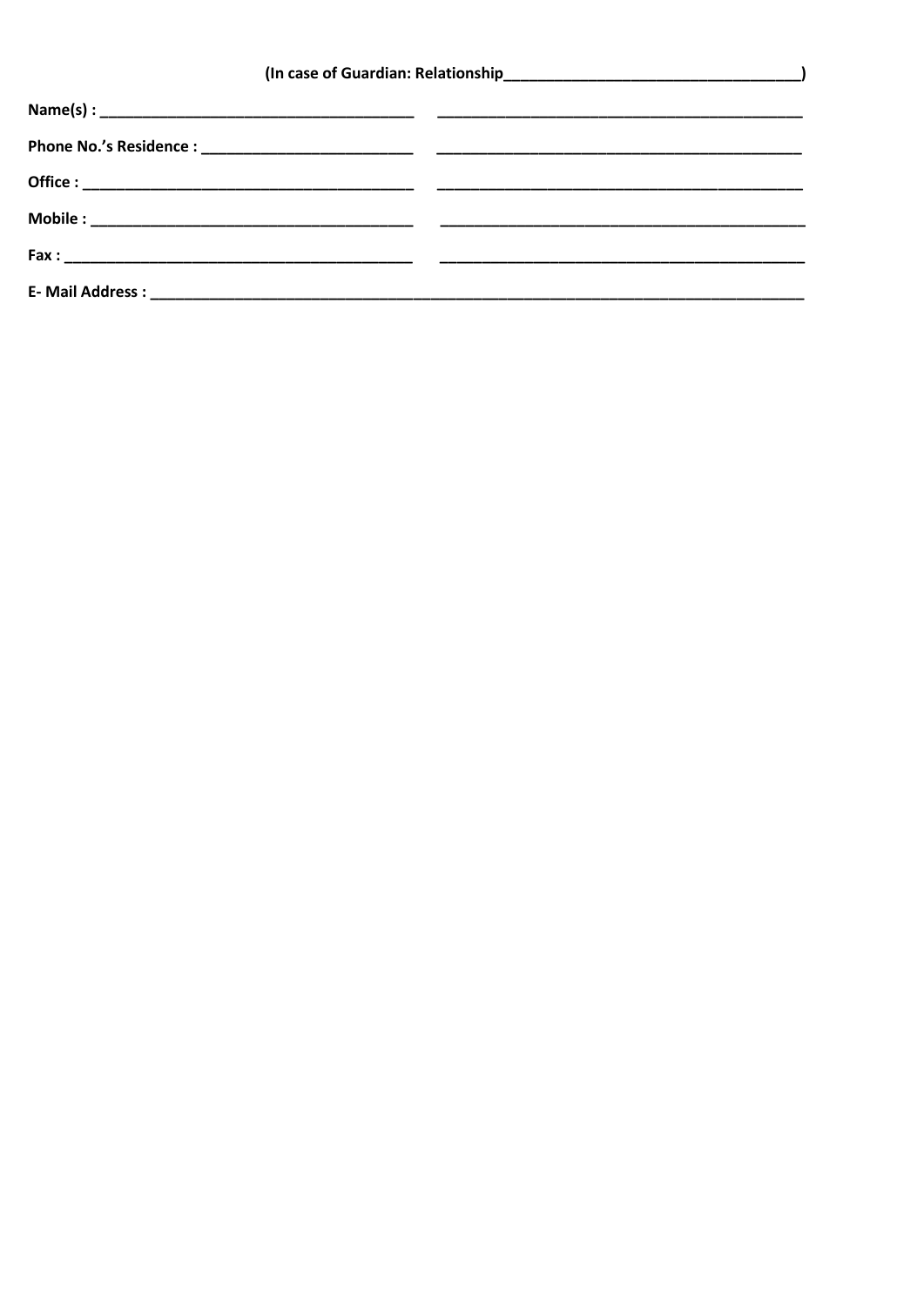**(In case of Guardian: Relationship____________________________________)**

**Name(s) :** _______________________________________ _____________________________________________

**Phone No.'s Residence :** __________________________ _____________________________________________

**Office :** __________________________________________ _____________________________________________

**Mobile :** _________________________________________ _____________________________________________

**Fax :** ____________________________________________ _____________________________________________

**E- Mail Address :** _________________________________________________________________________________